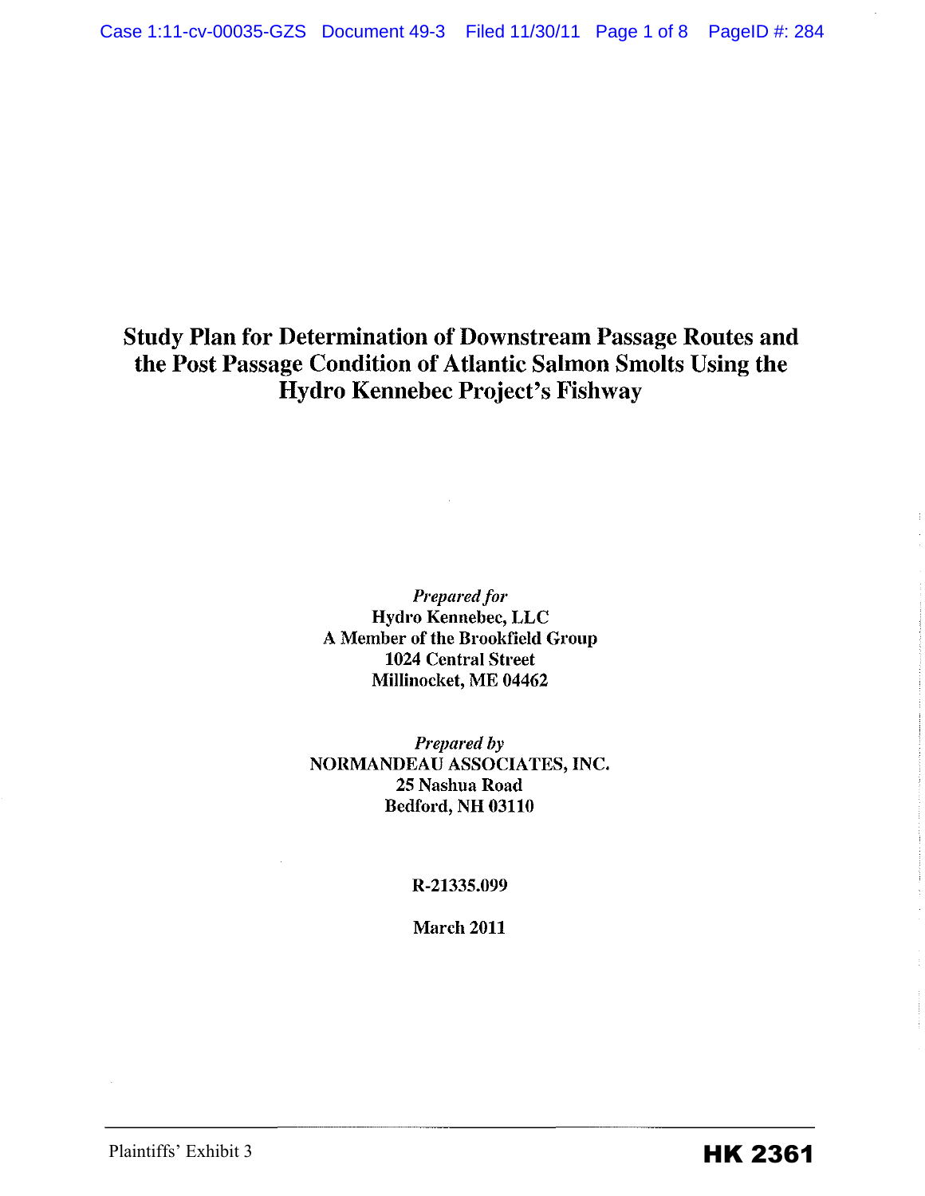# Study Plan for Determination of Downstream Passage Routes and the Post Passage Condition of Atlantic Salmon Smolts Using the Hydro Kennebec Project's Fishway

*Prepared for*
Hydro Kennebec, LLC
A Member of the Brookfield Group
1024 Central Street
Millinocket, ME 04462

*Prepared by*
NORMANDEAU ASSOCIATES, INC.
25 Nashua Road
Bedford, NH 03110

R-21335.099

March 2011

Plaintiffs' Exhibit 3

**HK 2361**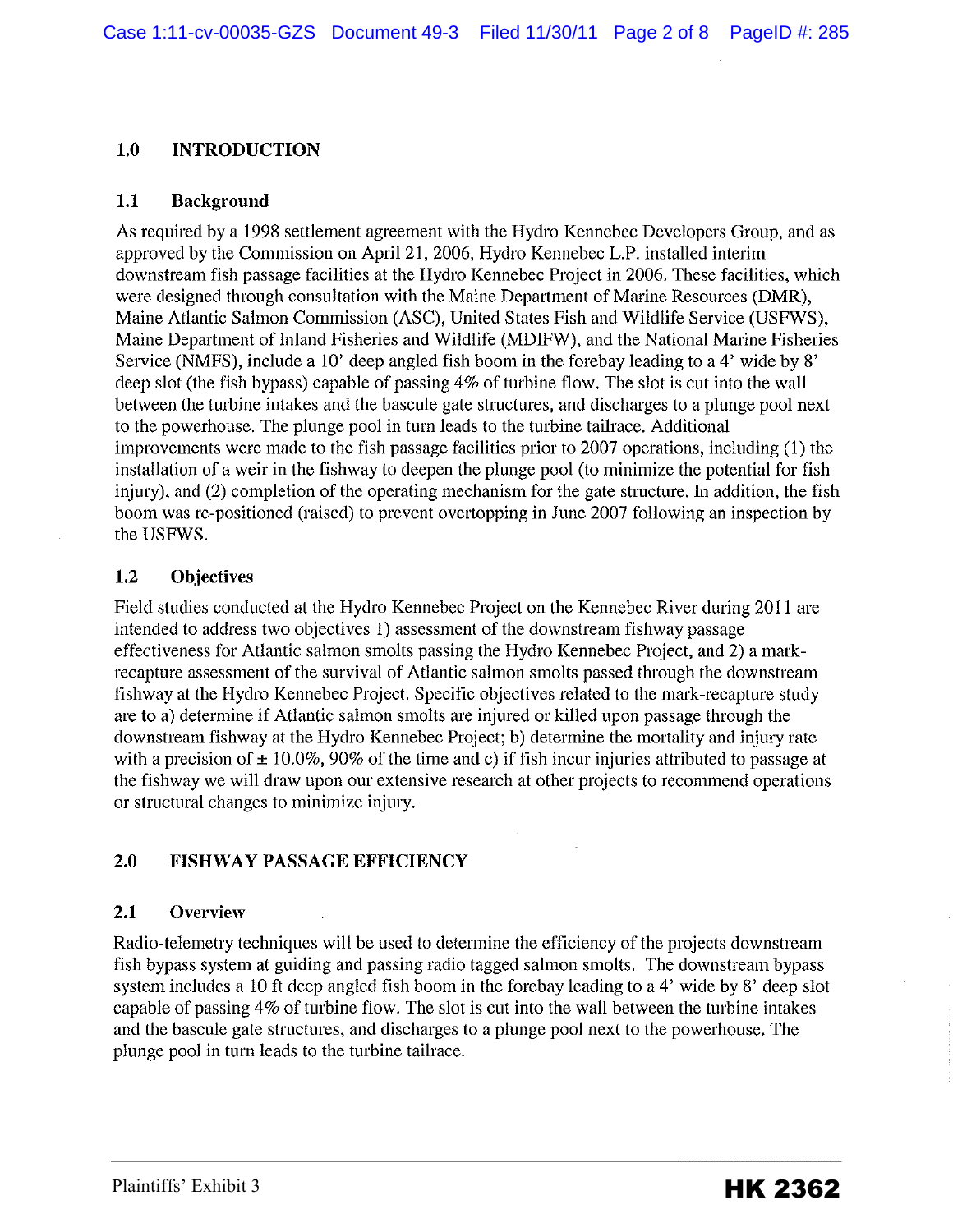## 1.0 INTRODUCTION

### 1.1 Background

As required by a 1998 settlement agreement with the Hydro Kennebec Developers Group, and as approved by the Commission on April 21, 2006, Hydro Kennebec L.P. installed interim downstream fish passage facilities at the Hydro Kennebec Project in 2006. These facilities, which were designed through consultation with the Maine Department of Marine Resources (DMR), Maine Atlantic Salmon Commission (ASC), United States Fish and Wildlife Service (USFWS), Maine Department of Inland Fisheries and Wildlife (MDIFW), and the National Marine Fisheries Service (NMFS), include a 10' deep angled fish boom in the forebay leading to a 4' wide by 8' deep slot (the fish bypass) capable of passing 4% of turbine flow. The slot is cut into the wall between the turbine intakes and the bascule gate structures, and discharges to a plunge pool next to the powerhouse. The plunge pool in turn leads to the turbine tailrace. Additional improvements were made to the fish passage facilities prior to 2007 operations, including (1) the installation of a weir in the fishway to deepen the plunge pool (to minimize the potential for fish injury), and (2) completion of the operating mechanism for the gate structure. In addition, the fish boom was re-positioned (raised) to prevent overtopping in June 2007 following an inspection by the USFWS.

### 1.2 Objectives

Field studies conducted at the Hydro Kennebec Project on the Kennebec River during 2011 are intended to address two objectives 1) assessment of the downstream fishway passage effectiveness for Atlantic salmon smolts passing the Hydro Kennebec Project, and 2) a mark-recapture assessment of the survival of Atlantic salmon smolts passed through the downstream fishway at the Hydro Kennebec Project. Specific objectives related to the mark-recapture study are to a) determine if Atlantic salmon smolts are injured or killed upon passage through the downstream fishway at the Hydro Kennebec Project; b) determine the mortality and injury rate with a precision of ± 10.0%, 90% of the time and c) if fish incur injuries attributed to passage at the fishway we will draw upon our extensive research at other projects to recommend operations or structural changes to minimize injury.

## 2.0 FISHWAY PASSAGE EFFICIENCY

### 2.1 Overview

Radio-telemetry techniques will be used to determine the efficiency of the projects downstream fish bypass system at guiding and passing radio tagged salmon smolts. The downstream bypass system includes a 10 ft deep angled fish boom in the forebay leading to a 4' wide by 8' deep slot capable of passing 4% of turbine flow. The slot is cut into the wall between the turbine intakes and the bascule gate structures, and discharges to a plunge pool next to the powerhouse. The plunge pool in turn leads to the turbine tailrace.

Plaintiffs' Exhibit 3

HK 2362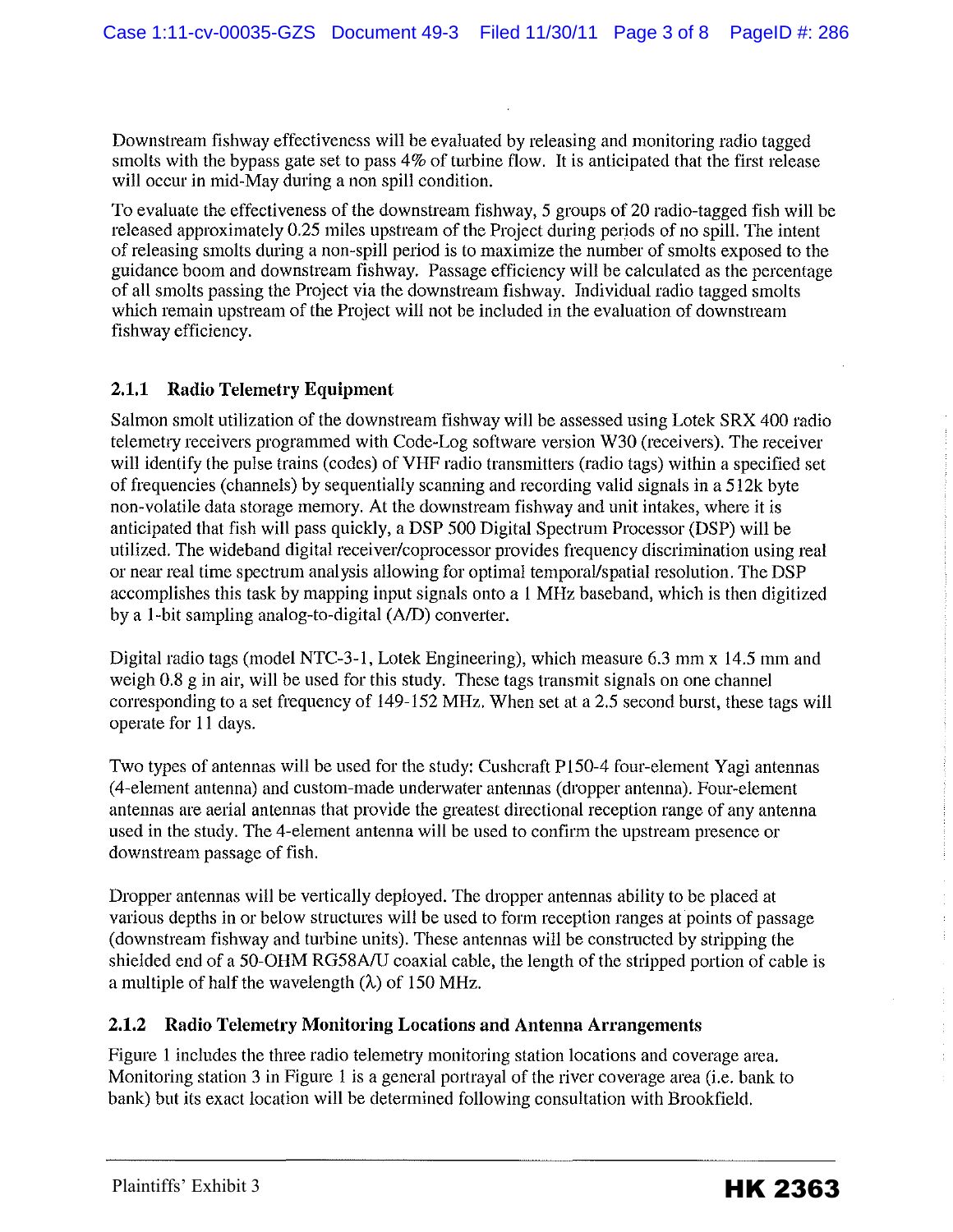Downstream fishway effectiveness will be evaluated by releasing and monitoring radio tagged smolts with the bypass gate set to pass 4% of turbine flow. It is anticipated that the first release will occur in mid-May during a non spill condition.

To evaluate the effectiveness of the downstream fishway, 5 groups of 20 radio-tagged fish will be released approximately 0.25 miles upstream of the Project during periods of no spill. The intent of releasing smolts during a non-spill period is to maximize the number of smolts exposed to the guidance boom and downstream fishway. Passage efficiency will be calculated as the percentage of all smolts passing the Project via the downstream fishway. Individual radio tagged smolts which remain upstream of the Project will not be included in the evaluation of downstream fishway efficiency.

### 2.1.1 Radio Telemetry Equipment

Salmon smolt utilization of the downstream fishway will be assessed using Lotek SRX 400 radio telemetry receivers programmed with Code-Log software version W30 (receivers). The receiver will identify the pulse trains (codes) of VHF radio transmitters (radio tags) within a specified set of frequencies (channels) by sequentially scanning and recording valid signals in a 512k byte non-volatile data storage memory. At the downstream fishway and unit intakes, where it is anticipated that fish will pass quickly, a DSP 500 Digital Spectrum Processor (DSP) will be utilized. The wideband digital receiver/coprocessor provides frequency discrimination using real or near real time spectrum analysis allowing for optimal temporal/spatial resolution. The DSP accomplishes this task by mapping input signals onto a 1 MHz baseband, which is then digitized by a 1-bit sampling analog-to-digital (A/D) converter.

Digital radio tags (model NTC-3-1, Lotek Engineering), which measure 6.3 mm x 14.5 mm and weigh 0.8 g in air, will be used for this study. These tags transmit signals on one channel corresponding to a set frequency of 149-152 MHz. When set at a 2.5 second burst, these tags will operate for 11 days.

Two types of antennas will be used for the study: Cushcraft P150-4 four-element Yagi antennas (4-element antenna) and custom-made underwater antennas (dropper antenna). Four-element antennas are aerial antennas that provide the greatest directional reception range of any antenna used in the study. The 4-element antenna will be used to confirm the upstream presence or downstream passage of fish.

Dropper antennas will be vertically deployed. The dropper antennas ability to be placed at various depths in or below structures will be used to form reception ranges at points of passage (downstream fishway and turbine units). These antennas will be constructed by stripping the shielded end of a 50-OHM RG58A/U coaxial cable, the length of the stripped portion of cable is a multiple of half the wavelength ($\lambda$) of 150 MHz.

### 2.1.2 Radio Telemetry Monitoring Locations and Antenna Arrangements

Figure 1 includes the three radio telemetry monitoring station locations and coverage area. Monitoring station 3 in Figure 1 is a general portrayal of the river coverage area (i.e. bank to bank) but its exact location will be determined following consultation with Brookfield.

Plaintiffs' Exhibit 3

**HK 2363**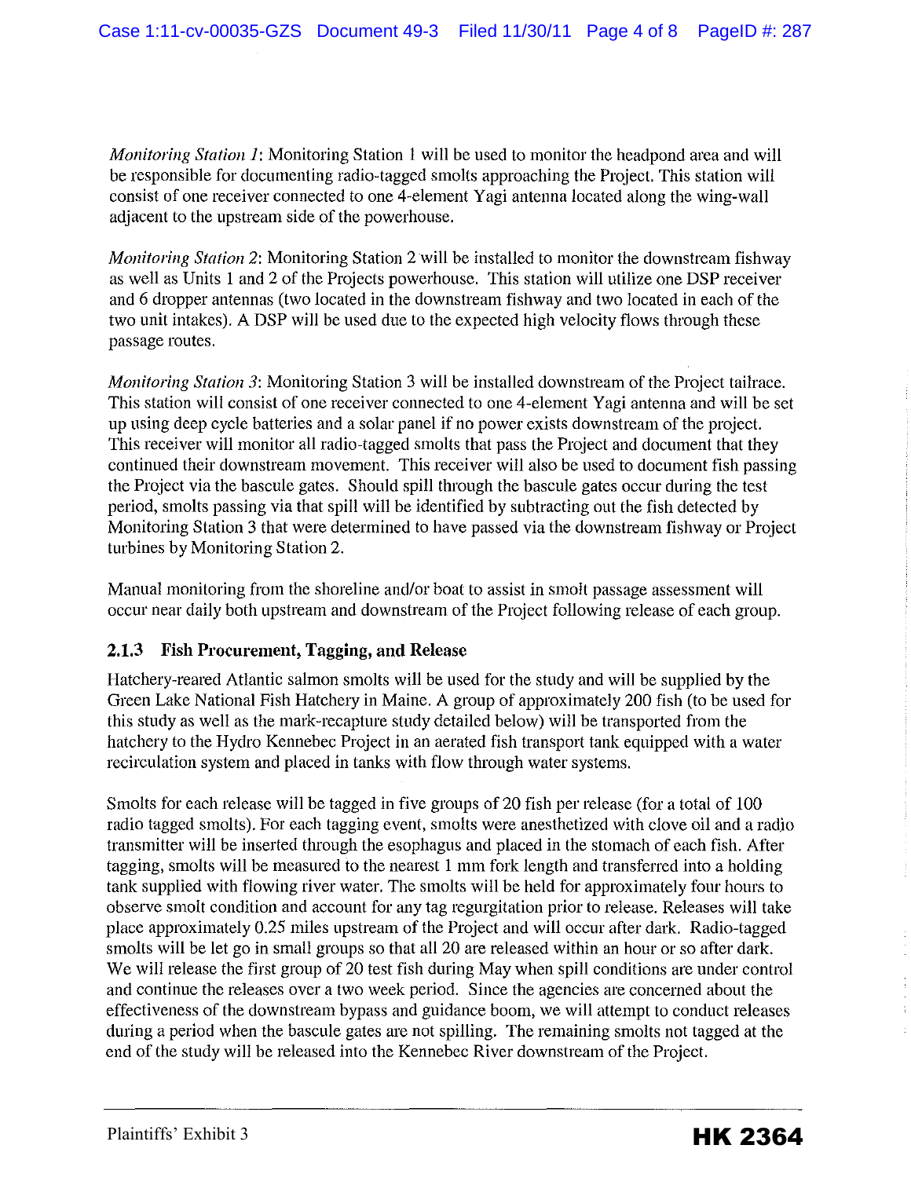*Monitoring Station 1*: Monitoring Station 1 will be used to monitor the headpond area and will be responsible for documenting radio-tagged smolts approaching the Project. This station will consist of one receiver connected to one 4-element Yagi antenna located along the wing-wall adjacent to the upstream side of the powerhouse.

*Monitoring Station 2*: Monitoring Station 2 will be installed to monitor the downstream fishway as well as Units 1 and 2 of the Projects powerhouse. This station will utilize one DSP receiver and 6 dropper antennas (two located in the downstream fishway and two located in each of the two unit intakes). A DSP will be used due to the expected high velocity flows through these passage routes.

*Monitoring Station 3*: Monitoring Station 3 will be installed downstream of the Project tailrace. This station will consist of one receiver connected to one 4-element Yagi antenna and will be set up using deep cycle batteries and a solar panel if no power exists downstream of the project. This receiver will monitor all radio-tagged smolts that pass the Project and document that they continued their downstream movement. This receiver will also be used to document fish passing the Project via the bascule gates. Should spill through the bascule gates occur during the test period, smolts passing via that spill will be identified by subtracting out the fish detected by Monitoring Station 3 that were determined to have passed via the downstream fishway or Project turbines by Monitoring Station 2.

Manual monitoring from the shoreline and/or boat to assist in smolt passage assessment will occur near daily both upstream and downstream of the Project following release of each group.

### 2.1.3 Fish Procurement, Tagging, and Release

Hatchery-reared Atlantic salmon smolts will be used for the study and will be supplied by the Green Lake National Fish Hatchery in Maine. A group of approximately 200 fish (to be used for this study as well as the mark-recapture study detailed below) will be transported from the hatchery to the Hydro Kennebec Project in an aerated fish transport tank equipped with a water recirculation system and placed in tanks with flow through water systems.

Smolts for each release will be tagged in five groups of 20 fish per release (for a total of 100 radio tagged smolts). For each tagging event, smolts were anesthetized with clove oil and a radio transmitter will be inserted through the esophagus and placed in the stomach of each fish. After tagging, smolts will be measured to the nearest 1 mm fork length and transferred into a holding tank supplied with flowing river water. The smolts will be held for approximately four hours to observe smolt condition and account for any tag regurgitation prior to release. Releases will take place approximately 0.25 miles upstream of the Project and will occur after dark. Radio-tagged smolts will be let go in small groups so that all 20 are released within an hour or so after dark. We will release the first group of 20 test fish during May when spill conditions are under control and continue the releases over a two week period. Since the agencies are concerned about the effectiveness of the downstream bypass and guidance boom, we will attempt to conduct releases during a period when the bascule gates are not spilling. The remaining smolts not tagged at the end of the study will be released into the Kennebec River downstream of the Project.

Plaintiffs' Exhibit 3 **HK 2364**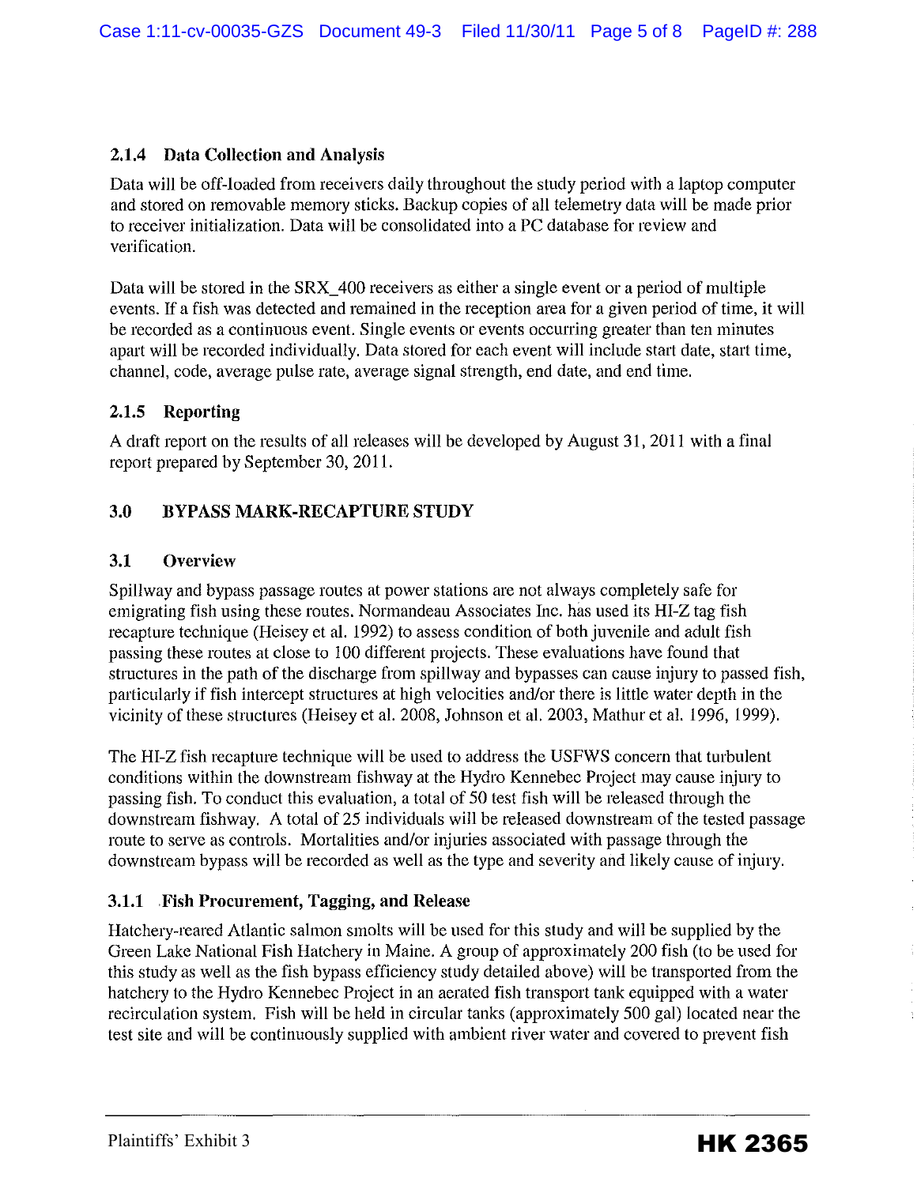### 2.1.4 Data Collection and Analysis

Data will be off-loaded from receivers daily throughout the study period with a laptop computer and stored on removable memory sticks. Backup copies of all telemetry data will be made prior to receiver initialization. Data will be consolidated into a PC database for review and verification.

Data will be stored in the SRX_400 receivers as either a single event or a period of multiple events. If a fish was detected and remained in the reception area for a given period of time, it will be recorded as a continuous event. Single events or events occurring greater than ten minutes apart will be recorded individually. Data stored for each event will include start date, start time, channel, code, average pulse rate, average signal strength, end date, and end time.

### 2.1.5 Reporting

A draft report on the results of all releases will be developed by August 31, 2011 with a final report prepared by September 30, 2011.

## 3.0 BYPASS MARK-RECAPTURE STUDY

### 3.1 Overview

Spillway and bypass passage routes at power stations are not always completely safe for emigrating fish using these routes. Normandeau Associates Inc. has used its HI-Z tag fish recapture technique (Heisey et al. 1992) to assess condition of both juvenile and adult fish passing these routes at close to 100 different projects. These evaluations have found that structures in the path of the discharge from spillway and bypasses can cause injury to passed fish, particularly if fish intercept structures at high velocities and/or there is little water depth in the vicinity of these structures (Heisey et al. 2008, Johnson et al. 2003, Mathur et al. 1996, 1999).

The HI-Z fish recapture technique will be used to address the USFWS concern that turbulent conditions within the downstream fishway at the Hydro Kennebec Project may cause injury to passing fish. To conduct this evaluation, a total of 50 test fish will be released through the downstream fishway. A total of 25 individuals will be released downstream of the tested passage route to serve as controls. Mortalities and/or injuries associated with passage through the downstream bypass will be recorded as well as the type and severity and likely cause of injury.

### 3.1.1 Fish Procurement, Tagging, and Release

Hatchery-reared Atlantic salmon smolts will be used for this study and will be supplied by the Green Lake National Fish Hatchery in Maine. A group of approximately 200 fish (to be used for this study as well as the fish bypass efficiency study detailed above) will be transported from the hatchery to the Hydro Kennebec Project in an aerated fish transport tank equipped with a water recirculation system. Fish will be held in circular tanks (approximately 500 gal) located near the test site and will be continuously supplied with ambient river water and covered to prevent fish

Plaintiffs' Exhibit 3

HK 2365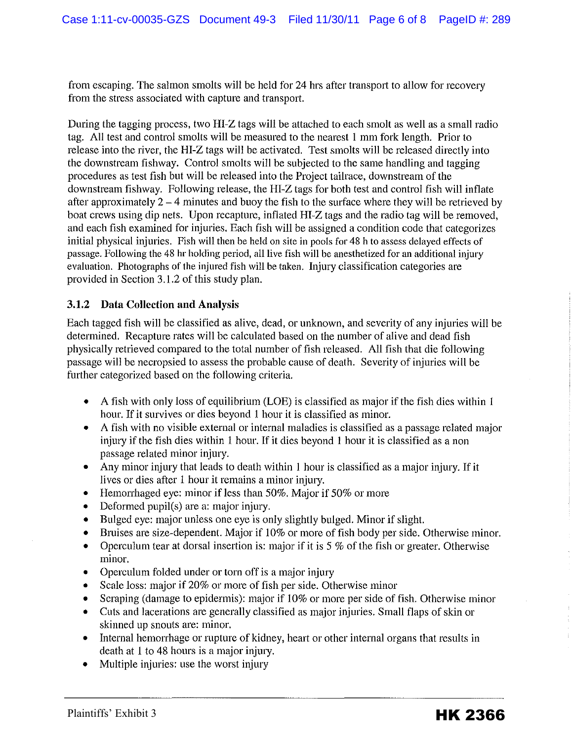from escaping. The salmon smolts will be held for 24 hrs after transport to allow for recovery from the stress associated with capture and transport.

During the tagging process, two HI-Z tags will be attached to each smolt as well as a small radio tag. All test and control smolts will be measured to the nearest 1 mm fork length. Prior to release into the river, the HI-Z tags will be activated. Test smolts will be released directly into the downstream fishway. Control smolts will be subjected to the same handling and tagging procedures as test fish but will be released into the Project tailrace, downstream of the downstream fishway. Following release, the HI-Z tags for both test and control fish will inflate after approximately 2 – 4 minutes and buoy the fish to the surface where they will be retrieved by boat crews using dip nets. Upon recapture, inflated HI-Z tags and the radio tag will be removed, and each fish examined for injuries. Each fish will be assigned a condition code that categorizes initial physical injuries. Fish will then be held on site in pools for 48 h to assess delayed effects of passage. Following the 48 hr holding period, all live fish will be anesthetized for an additional injury evaluation. Photographs of the injured fish will be taken. Injury classification categories are provided in Section 3.1.2 of this study plan.

### 3.1.2 Data Collection and Analysis

Each tagged fish will be classified as alive, dead, or unknown, and severity of any injuries will be determined. Recapture rates will be calculated based on the number of alive and dead fish physically retrieved compared to the total number of fish released. All fish that die following passage will be necropsied to assess the probable cause of death. Severity of injuries will be further categorized based on the following criteria.

- A fish with only loss of equilibrium (LOE) is classified as major if the fish dies within 1 hour. If it survives or dies beyond 1 hour it is classified as minor.
- A fish with no visible external or internal maladies is classified as a passage related major injury if the fish dies within 1 hour. If it dies beyond 1 hour it is classified as a non passage related minor injury.
- Any minor injury that leads to death within 1 hour is classified as a major injury. If it lives or dies after 1 hour it remains a minor injury.
- Hemorrhaged eye: minor if less than 50%. Major if 50% or more
- Deformed pupil(s) are a: major injury.
- Bulged eye: major unless one eye is only slightly bulged. Minor if slight.
- Bruises are size-dependent. Major if 10% or more of fish body per side. Otherwise minor.
- Operculum tear at dorsal insertion is: major if it is 5 % of the fish or greater. Otherwise minor.
- Operculum folded under or torn off is a major injury
- Scale loss: major if 20% or more of fish per side. Otherwise minor
- Scraping (damage to epidermis): major if 10% or more per side of fish. Otherwise minor
- Cuts and lacerations are generally classified as major injuries. Small flaps of skin or skinned up snouts are: minor.
- Internal hemorrhage or rupture of kidney, heart or other internal organs that results in death at 1 to 48 hours is a major injury.
- Multiple injuries: use the worst injury

Plaintiffs' Exhibit 3

**HK 2366**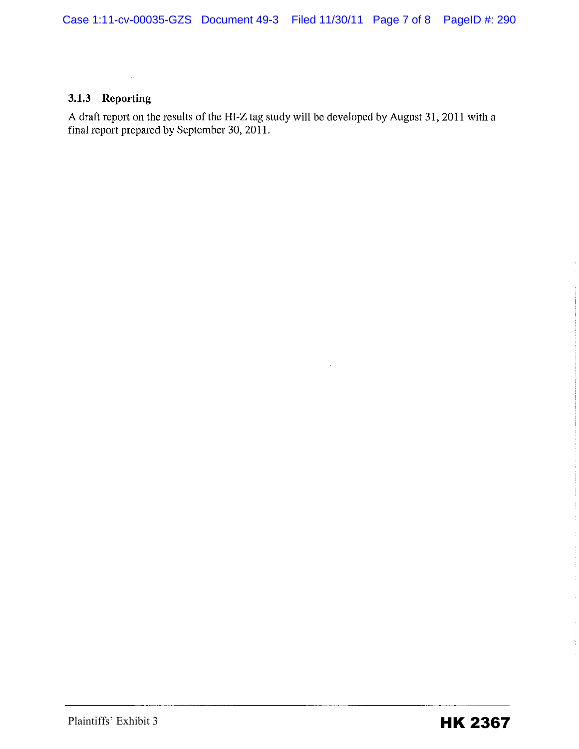### 3.1.3 Reporting

A draft report on the results of the HI-Z tag study will be developed by August 31, 2011 with a final report prepared by September 30, 2011.

Plaintiffs' Exhibit 3

**HK 2367**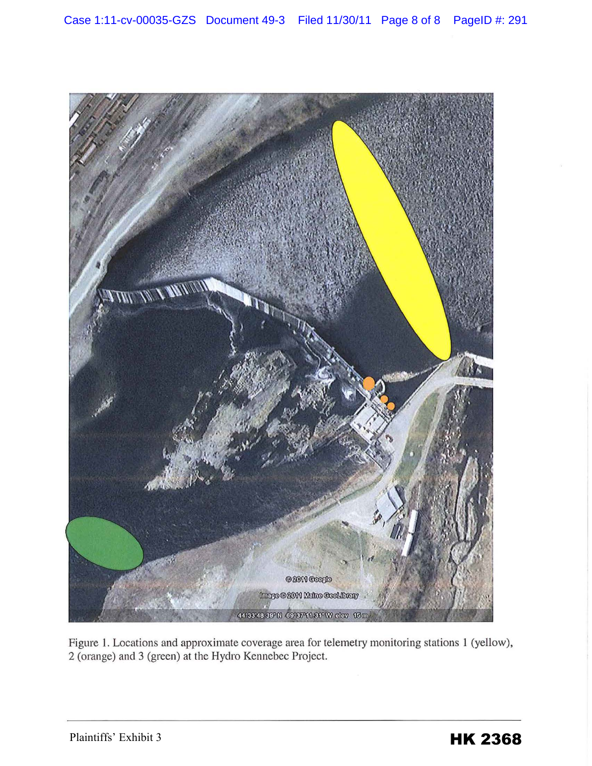Figure 1. Locations and approximate coverage area for telemetry monitoring stations 1 (yellow), 2 (orange) and 3 (green) at the Hydro Kennebec Project.

Plaintiffs' Exhibit 3

**HK 2368**